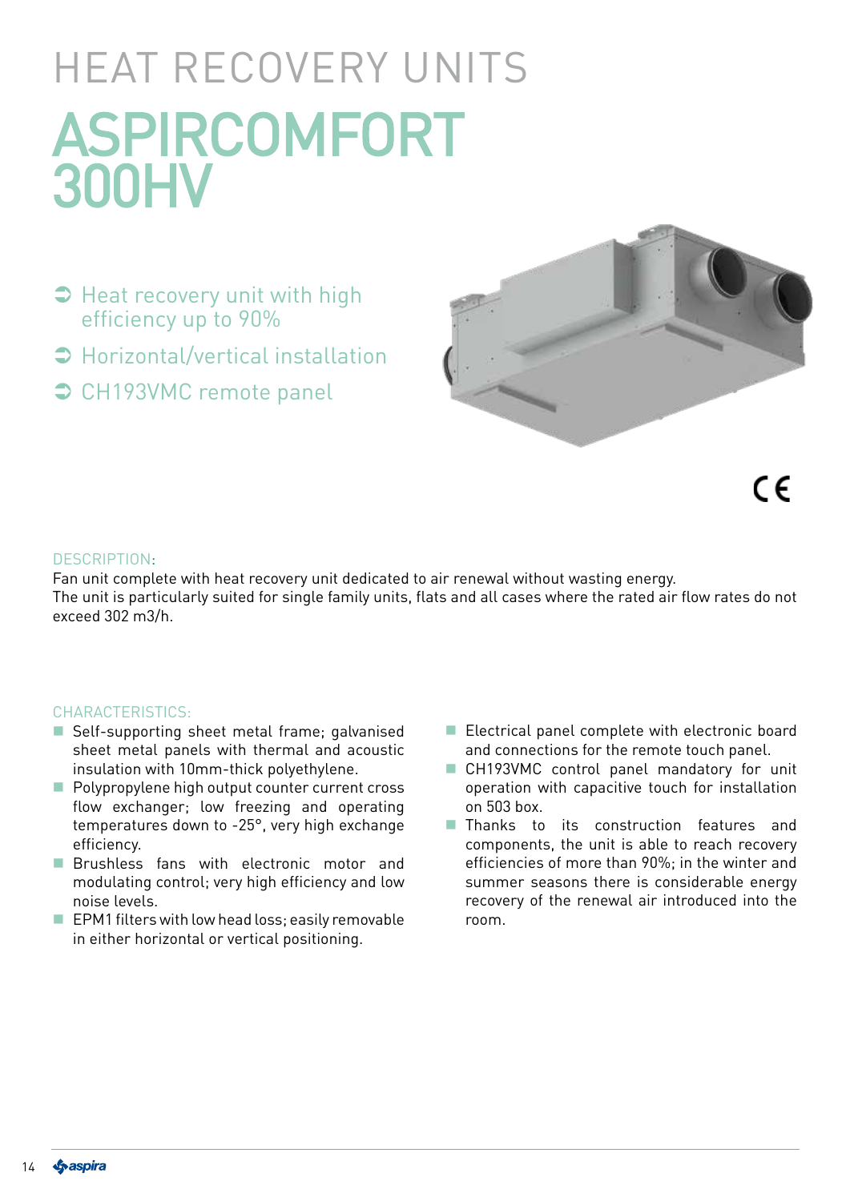# HEAT RECOVERY UNITS

# ASPIRCOMFORT 300HV

- Heat recovery unit with high efficiency up to 90%
- Horizontal/vertical installation
- CH193VMC remote panel

CE

DESCRIPTION:

Fan unit complete with heat recovery unit dedicated to air renewal without wasting energy.
The unit is particularly suited for single family units, flats and all cases where the rated air flow rates do not exceed 302 m3/h.

CHARACTERISTICS:

- Self-supporting sheet metal frame; galvanised sheet metal panels with thermal and acoustic insulation with 10mm-thick polyethylene.
- Polypropylene high output counter current cross flow exchanger; low freezing and operating temperatures down to -25°, very high exchange efficiency.
- Brushless fans with electronic motor and modulating control; very high efficiency and low noise levels.
- EPM1 filters with low head loss; easily removable in either horizontal or vertical positioning.
- Electrical panel complete with electronic board and connections for the remote touch panel.
- CH193VMC control panel mandatory for unit operation with capacitive touch for installation on 503 box.
- Thanks to its construction features and components, the unit is able to reach recovery efficiencies of more than 90%; in the winter and summer seasons there is considerable energy recovery of the renewal air introduced into the room.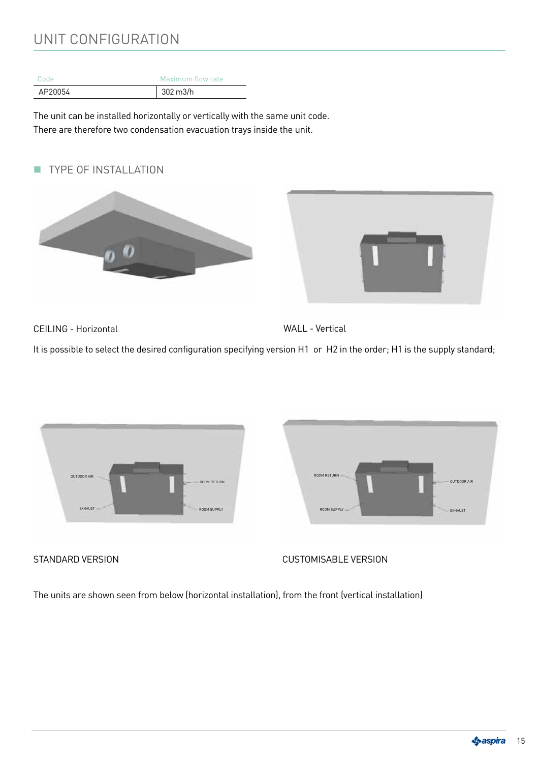# UNIT CONFIGURATION

| Code | Maximum flow rate |
|---|---|
| AP20054 | 302 m3/h |

The unit can be installed horizontally or vertically with the same unit code.
There are therefore two condensation evacuation trays inside the unit.

## TYPE OF INSTALLATION

CEILING - Horizontal

WALL - Vertical

It is possible to select the desired configuration specifying version H1 or H2 in the order; H1 is the supply standard;

OUTDOOR AIR
EXHAUST
ROOM RETURN
ROOM SUPPLY

STANDARD VERSION

ROOM RETURN
ROOM SUPPLY
OUTDOOR AIR
EXHAUST

CUSTOMISABLE VERSION

The units are shown seen from below (horizontal installation), from the front (vertical installation)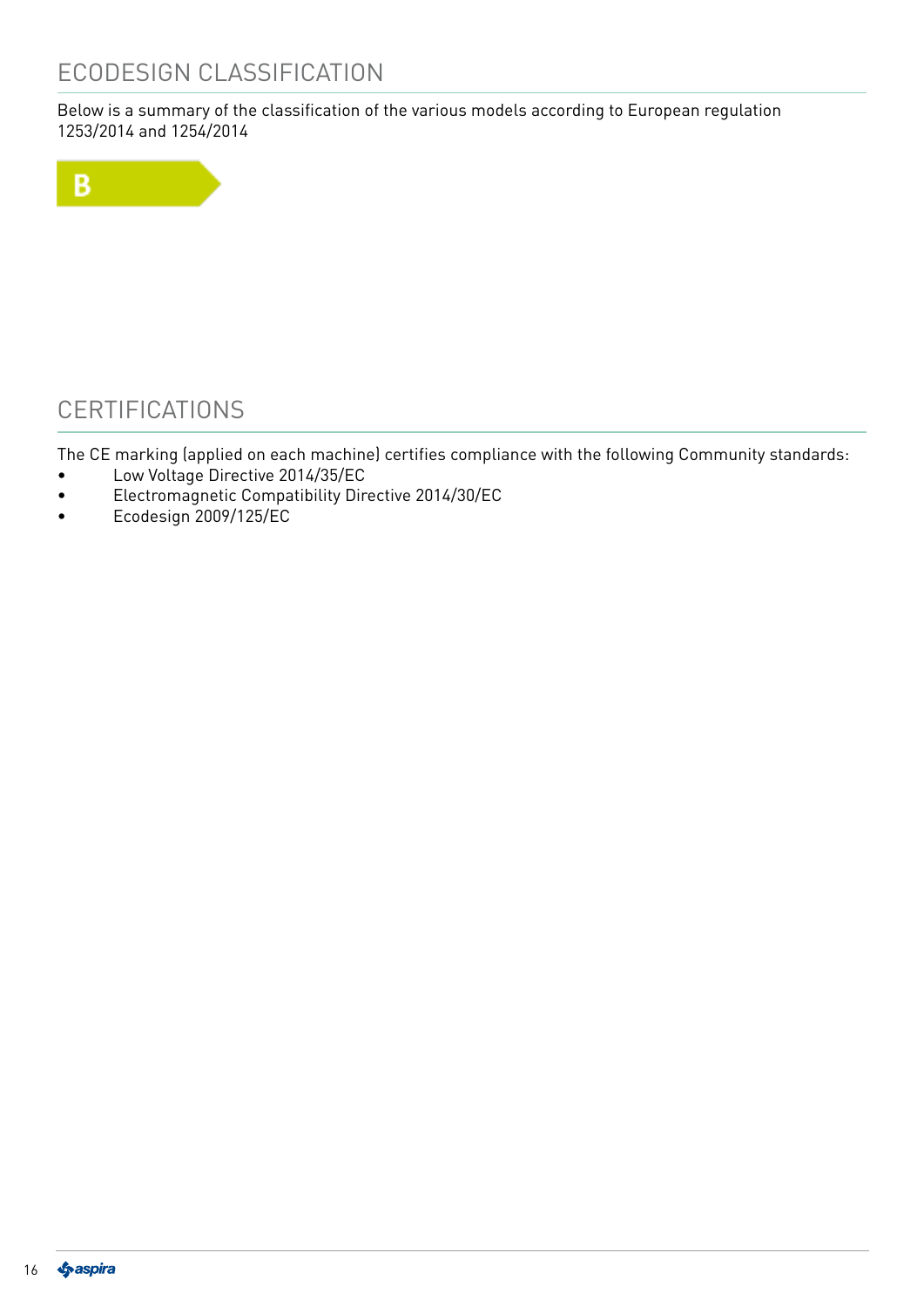## ECODESIGN CLASSIFICATION

Below is a summary of the classification of the various models according to European regulation 1253/2014 and 1254/2014

**B**

## CERTIFICATIONS

The CE marking (applied on each machine) certifies compliance with the following Community standards:

- Low Voltage Directive 2014/35/EC
- Electromagnetic Compatibility Directive 2014/30/EC
- Ecodesign 2009/125/EC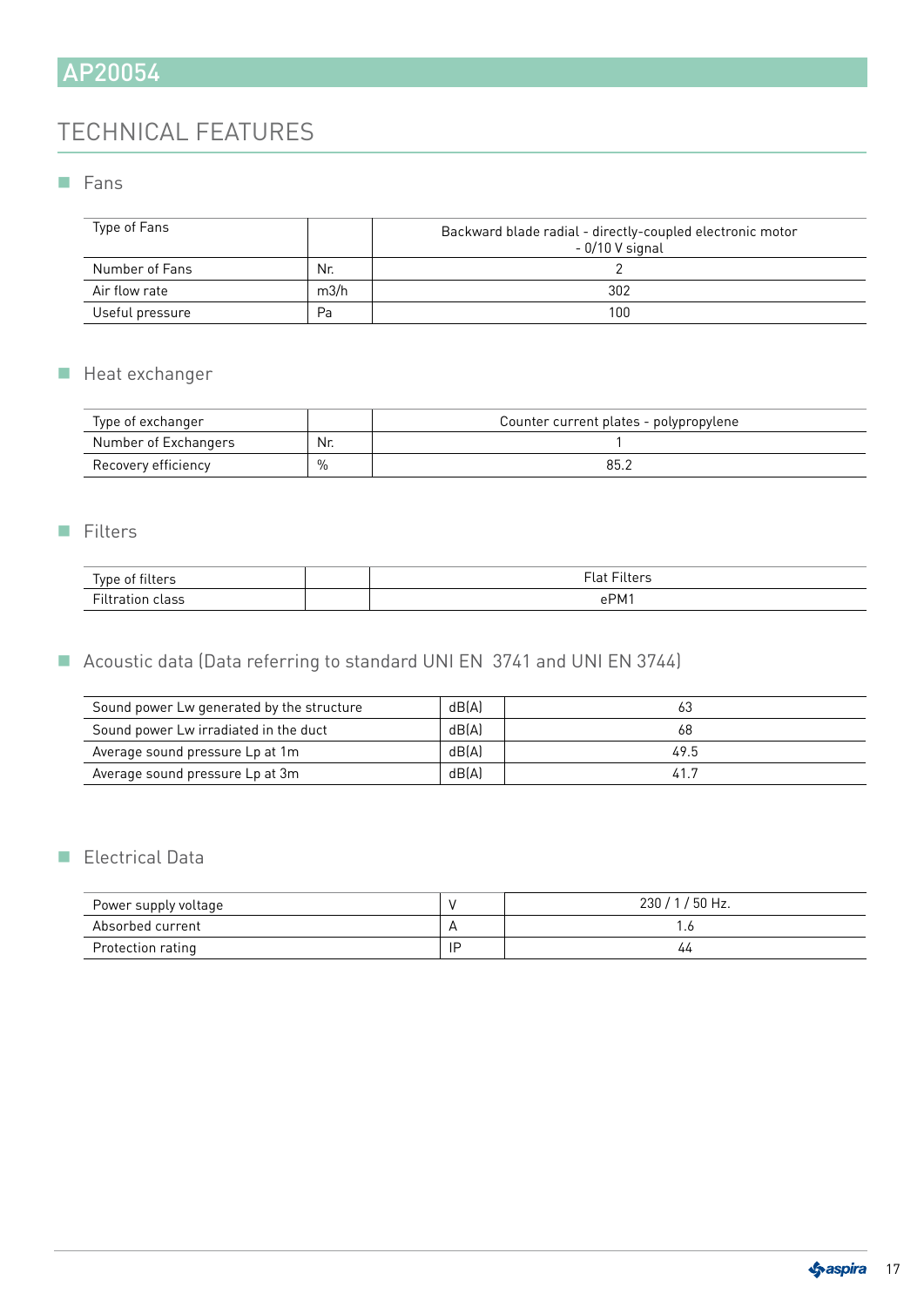# AP20054

## TECHNICAL FEATURES

### Fans

| | | |
|---|---|---|
| Type of Fans | | Backward blade radial - directly-coupled electronic motor - 0/10 V signal |
| Number of Fans | Nr. | 2 |
| Air flow rate | m3/h | 302 |
| Useful pressure | Pa | 100 |

### Heat exchanger

| | | |
|---|---|---|
| Type of exchanger | | Counter current plates - polypropylene |
| Number of Exchangers | Nr. | 1 |
| Recovery efficiency | % | 85.2 |

### Filters

| | | |
|---|---|---|
| Type of filters | | Flat Filters |
| Filtration class | | ePM1 |

### Acoustic data (Data referring to standard UNI EN 3741 and UNI EN 3744)

| | | |
|---|---|---|
| Sound power Lw generated by the structure | dB(A) | 63 |
| Sound power Lw irradiated in the duct | dB(A) | 68 |
| Average sound pressure Lp at 1m | dB(A) | 49.5 |
| Average sound pressure Lp at 3m | dB(A) | 41.7 |

### Electrical Data

| | | |
|---|---|---|
| Power supply voltage | V | 230 / 1 / 50 Hz. |
| Absorbed current | A | 1.6 |
| Protection rating | IP | 44 |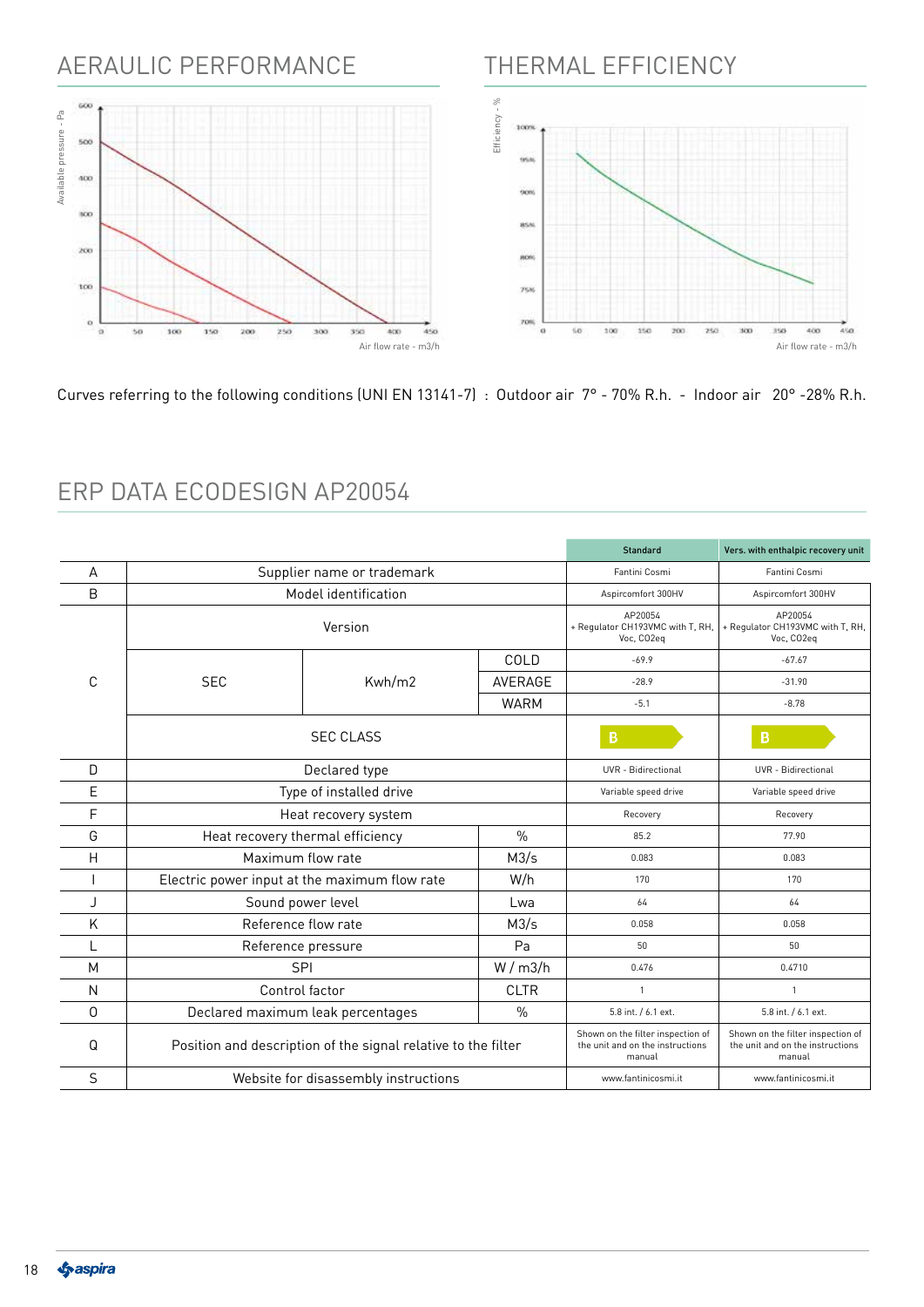## AERAULIC PERFORMANCE

Available pressure - Pa

Air flow rate - m3/h

## THERMAL EFFICIENCY

Efficiency - %

Air flow rate - m3/h

Curves referring to the following conditions (UNI EN 13141-7) : Outdoor air 7° - 70% R.h. - Indoor air 20° -28% R.h.

## ERP DATA ECODESIGN AP20054

| | | | | Standard | Vers. with enthalpic recovery unit |
|---|---|---|---|---|---|
| A | Supplier name or trademark | | | Fantini Cosmi | Fantini Cosmi |
| B | Model identification | | | Aspircomfort 300HV | Aspircomfort 300HV |
| C | Version | | | AP20054 + Regulator CH193VMC with T, RH, Voc, CO2eq | AP20054 + Regulator CH193VMC with T, RH, Voc, CO2eq |
| | SEC | Kwh/m2 | COLD | -69.9 | -67.67 |
| | | | AVERAGE | -28.9 | -31.90 |
| | | | WARM | -5.1 | -8.78 |
| | SEC CLASS | | | B | B |
| D | Declared type | | | UVR - Bidirectional | UVR - Bidirectional |
| E | Type of installed drive | | | Variable speed drive | Variable speed drive |
| F | Heat recovery system | | | Recovery | Recovery |
| G | Heat recovery thermal efficiency | | % | 85.2 | 77.90 |
| H | Maximum flow rate | | M3/s | 0.083 | 0.083 |
| I | Electric power input at the maximum flow rate | | W/h | 170 | 170 |
| J | Sound power level | | Lwa | 64 | 64 |
| K | Reference flow rate | | M3/s | 0.058 | 0.058 |
| L | Reference pressure | | Pa | 50 | 50 |
| M | SPI | | W / m3/h | 0.476 | 0.4710 |
| N | Control factor | | CLTR | 1 | 1 |
| O | Declared maximum leak percentages | | % | 5.8 int. / 6.1 ext. | 5.8 int. / 6.1 ext. |
| Q | Position and description of the signal relative to the filter | | | Shown on the filter inspection of the unit and on the instructions manual | Shown on the filter inspection of the unit and on the instructions manual |
| S | Website for disassembly instructions | | | www.fantinicosmi.it | www.fantinicosmi.it |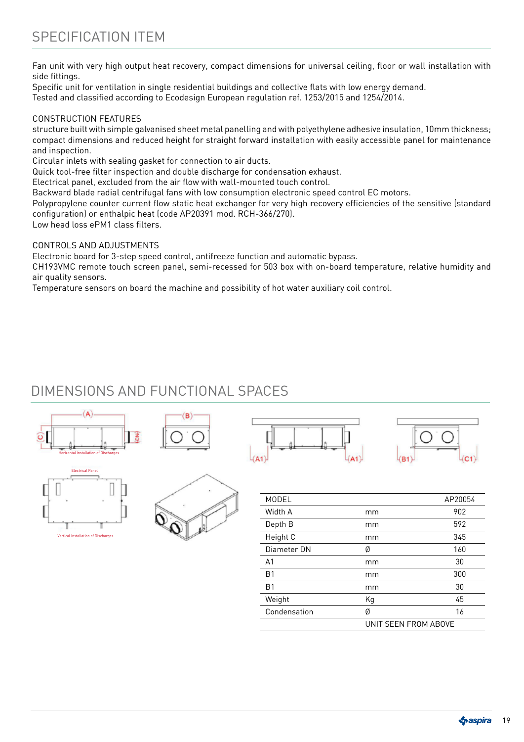## SPECIFICATION ITEM

Fan unit with very high output heat recovery, compact dimensions for universal ceiling, floor or wall installation with side fittings.
Specific unit for ventilation in single residential buildings and collective flats with low energy demand.
Tested and classified according to Ecodesign European regulation ref. 1253/2015 and 1254/2014.

CONSTRUCTION FEATURES
structure built with simple galvanised sheet metal panelling and with polyethylene adhesive insulation, 10mm thickness; compact dimensions and reduced height for straight forward installation with easily accessible panel for maintenance and inspection.
Circular inlets with sealing gasket for connection to air ducts.
Quick tool-free filter inspection and double discharge for condensation exhaust.
Electrical panel, excluded from the air flow with wall-mounted touch control.
Backward blade radial centrifugal fans with low consumption electronic speed control EC motors.
Polypropylene counter current flow static heat exchanger for very high recovery efficiencies of the sensitive (standard configuration) or enthalpic heat (code AP20391 mod. RCH-366/270).
Low head loss ePM1 class filters.

CONTROLS AND ADJUSTMENTS
Electronic board for 3-step speed control, antifreeze function and automatic bypass.
CH193VMC remote touch screen panel, semi-recessed for 503 box with on-board temperature, relative humidity and air quality sensors.
Temperature sensors on board the machine and possibility of hot water auxiliary coil control.

## DIMENSIONS AND FUNCTIONAL SPACES

Horizontal installation of Discharges

Electrical Panel

Vertical installation of Discharges

| MODEL | | AP20054 |
|---|---|---|
| Width A | mm | 902 |
| Depth B | mm | 592 |
| Height C | mm | 345 |
| Diameter DN | Ø | 160 |
| A1 | mm | 30 |
| B1 | mm | 300 |
| B1 | mm | 30 |
| Weight | Kg | 45 |
| Condensation | Ø | 16 |
| | UNIT SEEN FROM ABOVE | |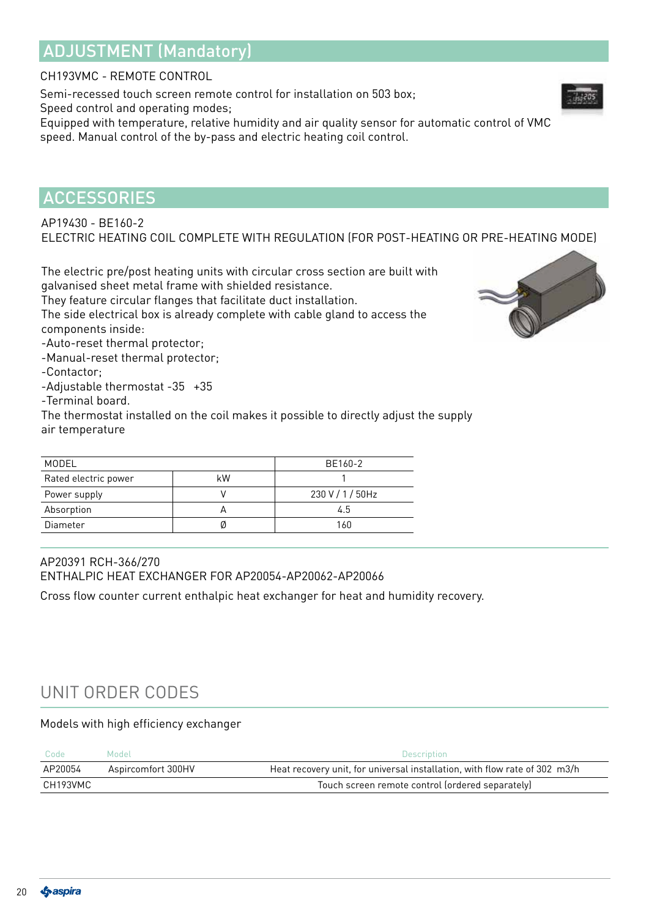## ADJUSTMENT (Mandatory)

CH193VMC - REMOTE CONTROL

Semi-recessed touch screen remote control for installation on 503 box;
Speed control and operating modes;
Equipped with temperature, relative humidity and air quality sensor for automatic control of VMC speed. Manual control of the by-pass and electric heating coil control.

## ACCESSORIES

AP19430 - BE160-2
ELECTRIC HEATING COIL COMPLETE WITH REGULATION (FOR POST-HEATING OR PRE-HEATING MODE)

The electric pre/post heating units with circular cross section are built with galvanised sheet metal frame with shielded resistance.
They feature circular flanges that facilitate duct installation.
The side electrical box is already complete with cable gland to access the components inside:
-Auto-reset thermal protector;
-Manual-reset thermal protector;
-Contactor;
-Adjustable thermostat -35 +35
-Terminal board.
The thermostat installed on the coil makes it possible to directly adjust the supply air temperature

| MODEL | | BE160-2 |
|---|---|---|
| Rated electric power | kW | 1 |
| Power supply | V | 230 V / 1 / 50Hz |
| Absorption | A | 4.5 |
| Diameter | Ø | 160 |

AP20391 RCH-366/270
ENTHALPIC HEAT EXCHANGER FOR AP20054-AP20062-AP20066

Cross flow counter current enthalpic heat exchanger for heat and humidity recovery.

# UNIT ORDER CODES

Models with high efficiency exchanger

| Code | Model | Description |
|---|---|---|
| AP20054 | Aspircomfort 300HV | Heat recovery unit, for universal installation, with flow rate of 302 m3/h |
| CH193VMC | | Touch screen remote control (ordered separately) |